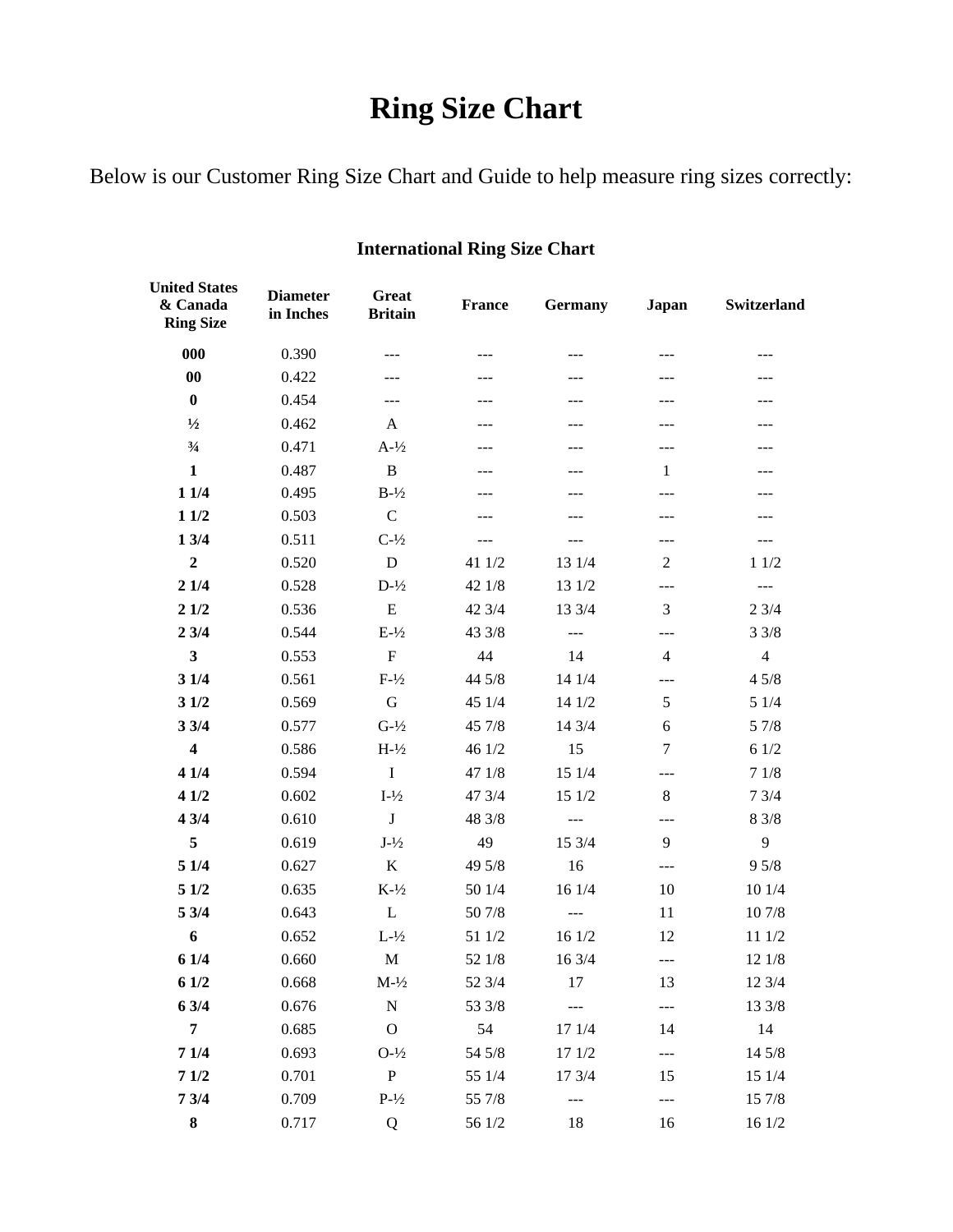# Ring Size Chart

Below is our Customer Ring Size Chart and Guide to help measure ring sizes correctly:

### International Ring Size Chart

| United States & Canada Ring Size | Diameter in Inches | Great Britain | France | Germany | Japan | Switzerland |
|---|---|---|---|---|---|---|
| **000** | 0.390 | --- | --- | --- | --- | --- |
| **00** | 0.422 | --- | --- | --- | --- | --- |
| **0** | 0.454 | --- | --- | --- | --- | --- |
| **½** | 0.462 | A | --- | --- | --- | --- |
| **¾** | 0.471 | A-½ | --- | --- | --- | --- |
| **1** | 0.487 | B | --- | --- | 1 | --- |
| **1 1/4** | 0.495 | B-½ | --- | --- | --- | --- |
| **1 1/2** | 0.503 | C | --- | --- | --- | --- |
| **1 3/4** | 0.511 | C-½ | --- | --- | --- | --- |
| **2** | 0.520 | D | 41 1/2 | 13 1/4 | 2 | 1 1/2 |
| **2 1/4** | 0.528 | D-½ | 42 1/8 | 13 1/2 | --- | --- |
| **2 1/2** | 0.536 | E | 42 3/4 | 13 3/4 | 3 | 2 3/4 |
| **2 3/4** | 0.544 | E-½ | 43 3/8 | --- | --- | 3 3/8 |
| **3** | 0.553 | F | 44 | 14 | 4 | 4 |
| **3 1/4** | 0.561 | F-½ | 44 5/8 | 14 1/4 | --- | 4 5/8 |
| **3 1/2** | 0.569 | G | 45 1/4 | 14 1/2 | 5 | 5 1/4 |
| **3 3/4** | 0.577 | G-½ | 45 7/8 | 14 3/4 | 6 | 5 7/8 |
| **4** | 0.586 | H-½ | 46 1/2 | 15 | 7 | 6 1/2 |
| **4 1/4** | 0.594 | I | 47 1/8 | 15 1/4 | --- | 7 1/8 |
| **4 1/2** | 0.602 | I-½ | 47 3/4 | 15 1/2 | 8 | 7 3/4 |
| **4 3/4** | 0.610 | J | 48 3/8 | --- | --- | 8 3/8 |
| **5** | 0.619 | J-½ | 49 | 15 3/4 | 9 | 9 |
| **5 1/4** | 0.627 | K | 49 5/8 | 16 | --- | 9 5/8 |
| **5 1/2** | 0.635 | K-½ | 50 1/4 | 16 1/4 | 10 | 10 1/4 |
| **5 3/4** | 0.643 | L | 50 7/8 | --- | 11 | 10 7/8 |
| **6** | 0.652 | L-½ | 51 1/2 | 16 1/2 | 12 | 11 1/2 |
| **6 1/4** | 0.660 | M | 52 1/8 | 16 3/4 | --- | 12 1/8 |
| **6 1/2** | 0.668 | M-½ | 52 3/4 | 17 | 13 | 12 3/4 |
| **6 3/4** | 0.676 | N | 53 3/8 | --- | --- | 13 3/8 |
| **7** | 0.685 | O | 54 | 17 1/4 | 14 | 14 |
| **7 1/4** | 0.693 | O-½ | 54 5/8 | 17 1/2 | --- | 14 5/8 |
| **7 1/2** | 0.701 | P | 55 1/4 | 17 3/4 | 15 | 15 1/4 |
| **7 3/4** | 0.709 | P-½ | 55 7/8 | --- | --- | 15 7/8 |
| **8** | 0.717 | Q | 56 1/2 | 18 | 16 | 16 1/2 |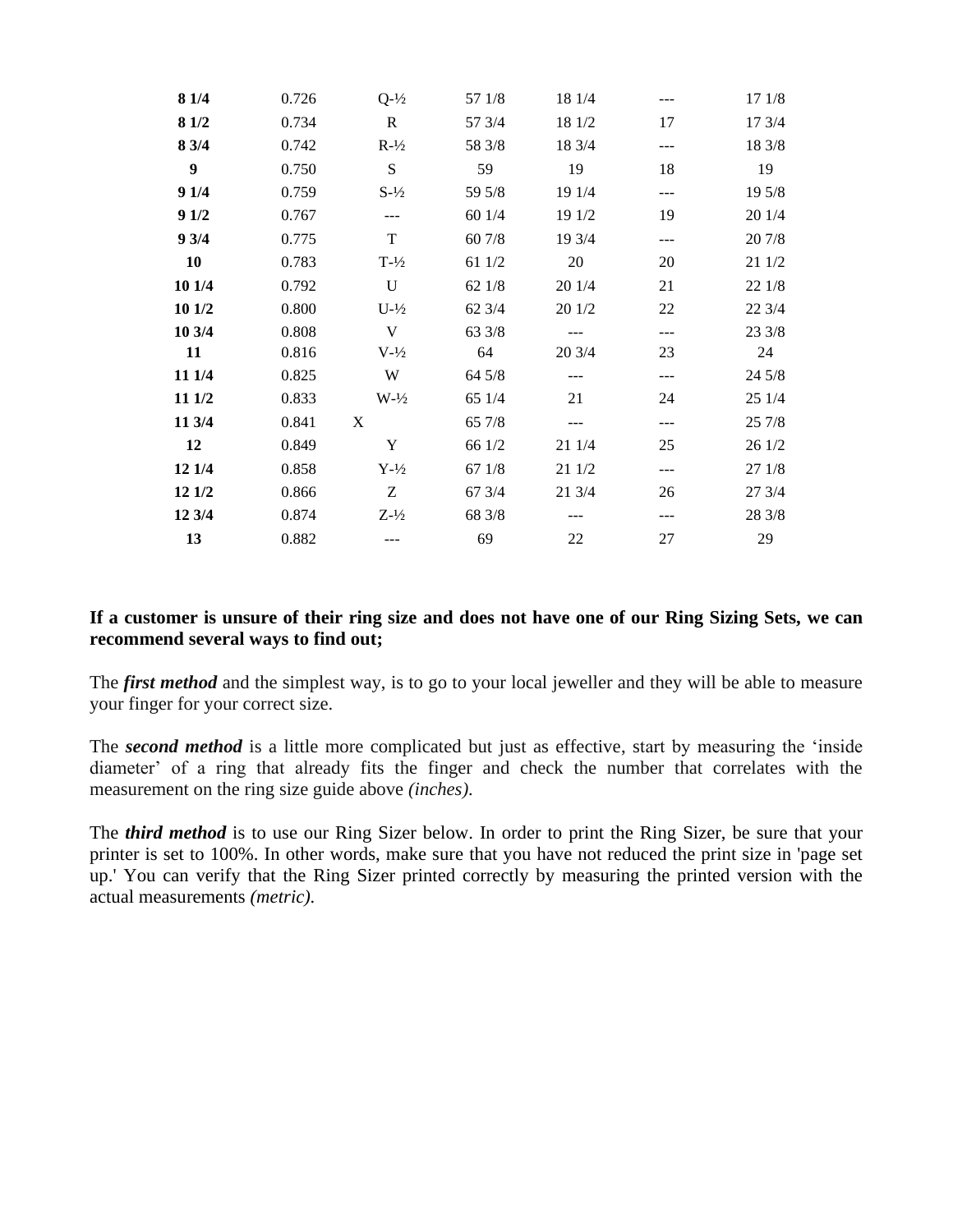| | | | | | | |
|---|---|---|---|---|---|---|
| **8 1/4** | 0.726 | Q-½ | 57 1/8 | 18 1/4 | --- | 17 1/8 |
| **8 1/2** | 0.734 | R | 57 3/4 | 18 1/2 | 17 | 17 3/4 |
| **8 3/4** | 0.742 | R-½ | 58 3/8 | 18 3/4 | --- | 18 3/8 |
| **9** | 0.750 | S | 59 | 19 | 18 | 19 |
| **9 1/4** | 0.759 | S-½ | 59 5/8 | 19 1/4 | --- | 19 5/8 |
| **9 1/2** | 0.767 | --- | 60 1/4 | 19 1/2 | 19 | 20 1/4 |
| **9 3/4** | 0.775 | T | 60 7/8 | 19 3/4 | --- | 20 7/8 |
| **10** | 0.783 | T-½ | 61 1/2 | 20 | 20 | 21 1/2 |
| **10 1/4** | 0.792 | U | 62 1/8 | 20 1/4 | 21 | 22 1/8 |
| **10 1/2** | 0.800 | U-½ | 62 3/4 | 20 1/2 | 22 | 22 3/4 |
| **10 3/4** | 0.808 | V | 63 3/8 | --- | --- | 23 3/8 |
| **11** | 0.816 | V-½ | 64 | 20 3/4 | 23 | 24 |
| **11 1/4** | 0.825 | W | 64 5/8 | --- | --- | 24 5/8 |
| **11 1/2** | 0.833 | W-½ | 65 1/4 | 21 | 24 | 25 1/4 |
| **11 3/4** | 0.841 | X | 65 7/8 | --- | --- | 25 7/8 |
| **12** | 0.849 | Y | 66 1/2 | 21 1/4 | 25 | 26 1/2 |
| **12 1/4** | 0.858 | Y-½ | 67 1/8 | 21 1/2 | --- | 27 1/8 |
| **12 1/2** | 0.866 | Z | 67 3/4 | 21 3/4 | 26 | 27 3/4 |
| **12 3/4** | 0.874 | Z-½ | 68 3/8 | --- | --- | 28 3/8 |
| **13** | 0.882 | --- | 69 | 22 | 27 | 29 |

**If a customer is unsure of their ring size and does not have one of our Ring Sizing Sets, we can recommend several ways to find out;**

The ***first method*** and the simplest way, is to go to your local jeweller and they will be able to measure your finger for your correct size.

The ***second method*** is a little more complicated but just as effective, start by measuring the 'inside diameter' of a ring that already fits the finger and check the number that correlates with the measurement on the ring size guide above *(inches).*

The ***third method*** is to use our Ring Sizer below. In order to print the Ring Sizer, be sure that your printer is set to 100%. In other words, make sure that you have not reduced the print size in 'page set up.' You can verify that the Ring Sizer printed correctly by measuring the printed version with the actual measurements *(metric).*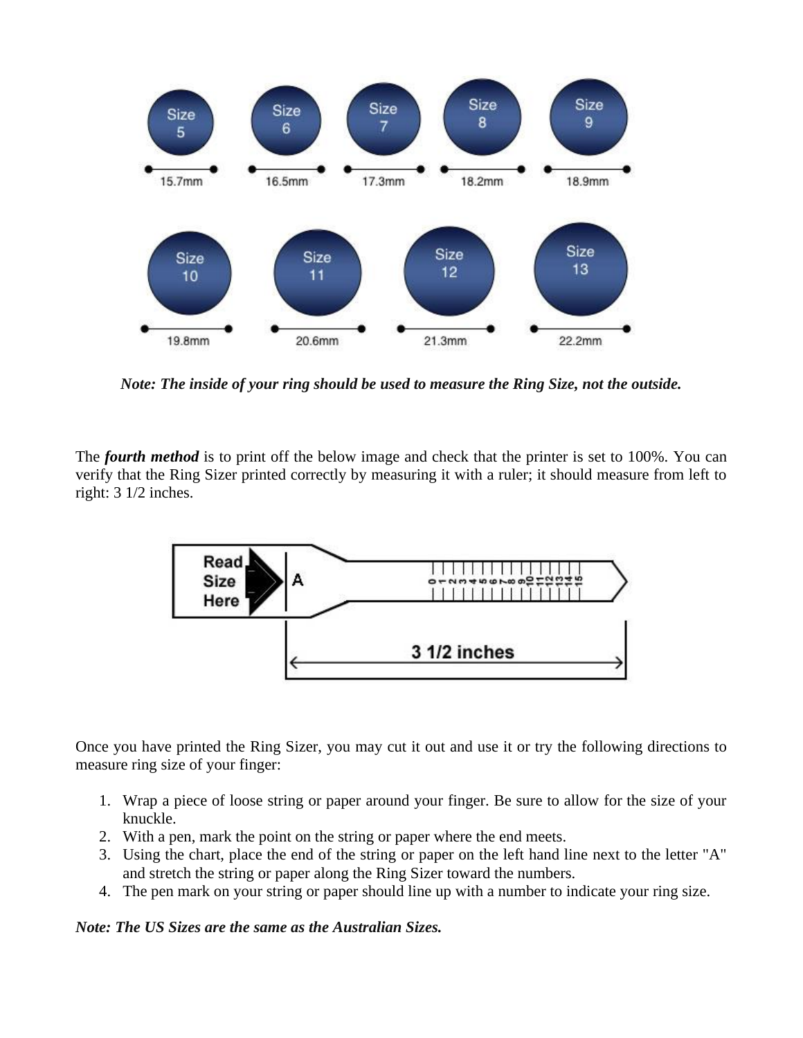Size 5
15.7mm

Size 6
16.5mm

Size 7
17.3mm

Size 8
18.2mm

Size 9
18.9mm

Size 10
19.8mm

Size 11
20.6mm

Size 12
21.3mm

Size 13
22.2mm

***Note: The inside of your ring should be used to measure the Ring Size, not the outside.***

The ***fourth method*** is to print off the below image and check that the printer is set to 100%. You can verify that the Ring Sizer printed correctly by measuring it with a ruler; it should measure from left to right: 3 1/2 inches.

Read Size Here

A

0 1 2 3 4 5 6 7 8 9 10 11 12 13 14 15

3 1/2 inches

Once you have printed the Ring Sizer, you may cut it out and use it or try the following directions to measure ring size of your finger:

1. Wrap a piece of loose string or paper around your finger. Be sure to allow for the size of your knuckle.
2. With a pen, mark the point on the string or paper where the end meets.
3. Using the chart, place the end of the string or paper on the left hand line next to the letter "A" and stretch the string or paper along the Ring Sizer toward the numbers.
4. The pen mark on your string or paper should line up with a number to indicate your ring size.

***Note: The US Sizes are the same as the Australian Sizes.***